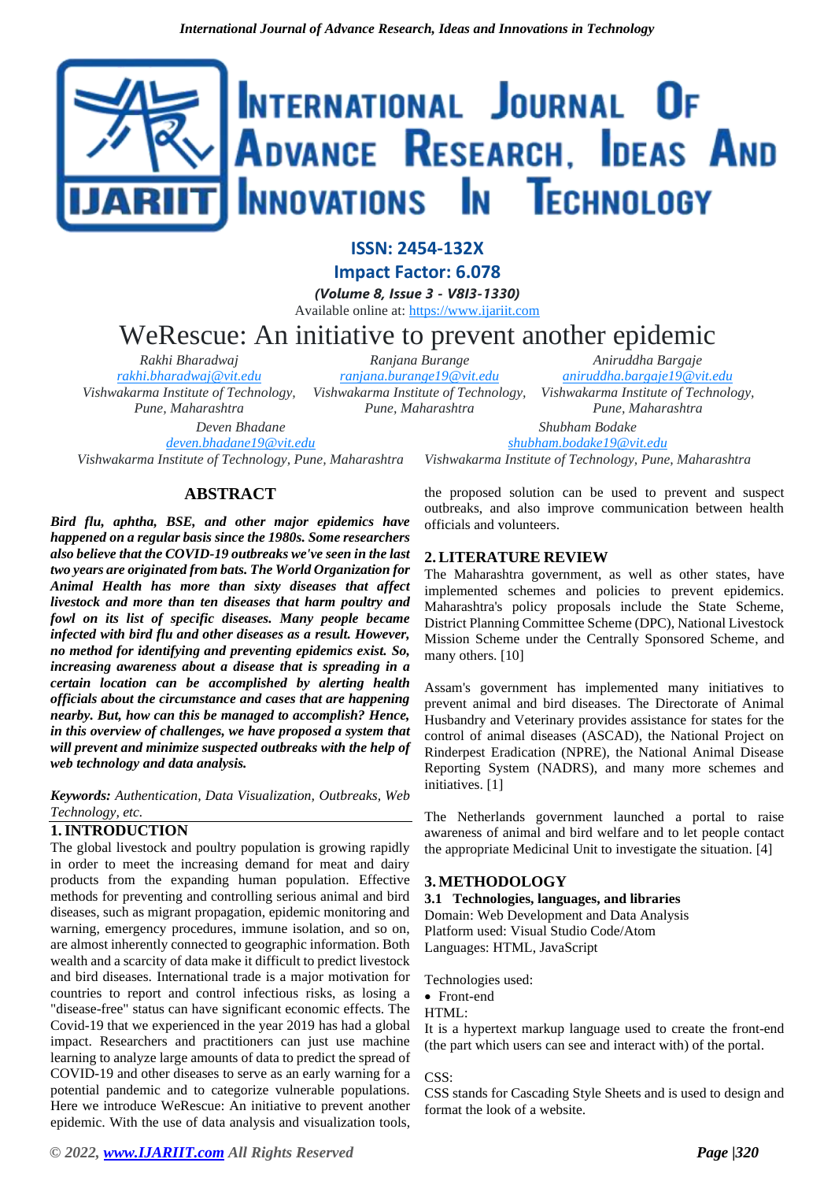# WeRescue: An initiative to prevent another epidemic

Rakhi Bharadwaj
rakhi.bharadwaj@vit.edu
Vishwakarma Institute of Technology, Pune, Maharashtra

Ranjana Burange
ranjana.burange19@vit.edu
Vishwakarma Institute of Technology, Pune, Maharashtra

Aniruddha Bargaje
aniruddha.bargaje19@vit.edu
Vishwakarma Institute of Technology, Pune, Maharashtra

Deven Bhadane
deven.bhadane19@vit.edu
Vishwakarma Institute of Technology, Pune, Maharashtra

Shubham Bodake
shubham.bodake19@vit.edu
Vishwakarma Institute of Technology, Pune, Maharashtra

## ABSTRACT

***Bird flu, aphtha, BSE, and other major epidemics have happened on a regular basis since the 1980s. Some researchers also believe that the COVID-19 outbreaks we've seen in the last two years are originated from bats. The World Organization for Animal Health has more than sixty diseases that affect livestock and more than ten diseases that harm poultry and fowl on its list of specific diseases. Many people became infected with bird flu and other diseases as a result. However, no method for identifying and preventing epidemics exist. So, increasing awareness about a disease that is spreading in a certain location can be accomplished by alerting health officials about the circumstance and cases that are happening nearby. But, how can this be managed to accomplish? Hence, in this overview of challenges, we have proposed a system that will prevent and minimize suspected outbreaks with the help of web technology and data analysis.***

***Keywords:*** *Authentication, Data Visualization, Outbreaks, Web Technology, etc.*

## 1. INTRODUCTION

The global livestock and poultry population is growing rapidly in order to meet the increasing demand for meat and dairy products from the expanding human population. Effective methods for preventing and controlling serious animal and bird diseases, such as migrant propagation, epidemic monitoring and warning, emergency procedures, immune isolation, and so on, are almost inherently connected to geographic information. Both wealth and a scarcity of data make it difficult to predict livestock and bird diseases. International trade is a major motivation for countries to report and control infectious risks, as losing a "disease-free" status can have significant economic effects. The Covid-19 that we experienced in the year 2019 has had a global impact. Researchers and practitioners can just use machine learning to analyze large amounts of data to predict the spread of COVID-19 and other diseases to serve as an early warning for a potential pandemic and to categorize vulnerable populations. Here we introduce WeRescue: An initiative to prevent another epidemic. With the use of data analysis and visualization tools, the proposed solution can be used to prevent and suspect outbreaks, and also improve communication between health officials and volunteers.

## 2. LITERATURE REVIEW

The Maharashtra government, as well as other states, have implemented schemes and policies to prevent epidemics. Maharashtra's policy proposals include the State Scheme, District Planning Committee Scheme (DPC), National Livestock Mission Scheme under the Centrally Sponsored Scheme, and many others. [10]

Assam's government has implemented many initiatives to prevent animal and bird diseases. The Directorate of Animal Husbandry and Veterinary provides assistance for states for the control of animal diseases (ASCAD), the National Project on Rinderpest Eradication (NPRE), the National Animal Disease Reporting System (NADRS), and many more schemes and initiatives. [1]

The Netherlands government launched a portal to raise awareness of animal and bird welfare and to let people contact the appropriate Medicinal Unit to investigate the situation. [4]

## 3. METHODOLOGY

### 3.1 Technologies, languages, and libraries

Domain: Web Development and Data Analysis
Platform used: Visual Studio Code/Atom
Languages: HTML, JavaScript

Technologies used:

- Front-end

HTML:
It is a hypertext markup language used to create the front-end (the part which users can see and interact with) of the portal.

CSS:
CSS stands for Cascading Style Sheets and is used to design and format the look of a website.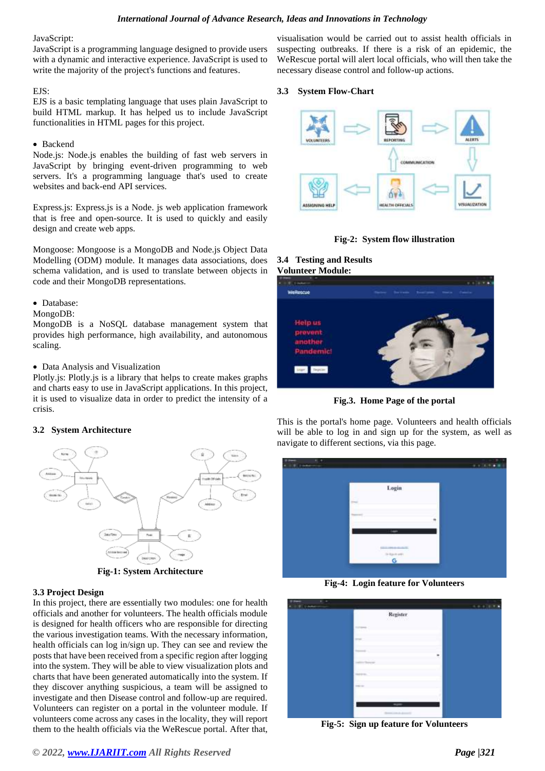JavaScript:
JavaScript is a programming language designed to provide users with a dynamic and interactive experience. JavaScript is used to write the majority of the project's functions and features.

EJS:
EJS is a basic templating language that uses plain JavaScript to build HTML markup. It has helped us to include JavaScript functionalities in HTML pages for this project.

- Backend

Node.js: Node.js enables the building of fast web servers in JavaScript by bringing event-driven programming to web servers. It's a programming language that's used to create websites and back-end API services.

Express.js: Express.js is a Node. js web application framework that is free and open-source. It is used to quickly and easily design and create web apps.

Mongoose: Mongoose is a MongoDB and Node.js Object Data Modelling (ODM) module. It manages data associations, does schema validation, and is used to translate between objects in code and their MongoDB representations.

- Database:

MongoDB:
MongoDB is a NoSQL database management system that provides high performance, high availability, and autonomous scaling.

- Data Analysis and Visualization

Plotly.js: Plotly.js is a library that helps to create makes graphs and charts easy to use in JavaScript applications. In this project, it is used to visualize data in order to predict the intensity of a crisis.

### 3.2 System Architecture

**Fig-1: System Architecture**

### 3.3 Project Design

In this project, there are essentially two modules: one for health officials and another for volunteers. The health officials module is designed for health officers who are responsible for the various investigation teams. With the necessary information, health officials can log in/sign up. They can see and review the posts that have been received from a specific region after logging into the system. They will be able to view visualization plots and charts that have been generated automatically into the system. If they discover anything suspicious, a team will be assigned to investigate and then Disease control and follow-up are required. Volunteers can register on a portal in the volunteer module. If volunteers come across any cases in the locality, they will report them to the health officials via the WeRescue portal. After that, visualisation would be carried out to assist health officials in suspecting outbreaks. If there is a risk of an epidemic, the WeRescue portal will alert local officials, who will then take the necessary disease control and follow-up actions.

### 3.3 System Flow-Chart

**Fig-2: System flow illustration**

### 3.4 Testing and Results

**Volunteer Module:**

**Fig.3. Home Page of the portal**

This is the portal's home page. Volunteers and health officials will be able to log in and sign up for the system, as well as navigate to different sections, via this page.

**Fig-4: Login feature for Volunteers**

**Fig-5: Sign up feature for Volunteers**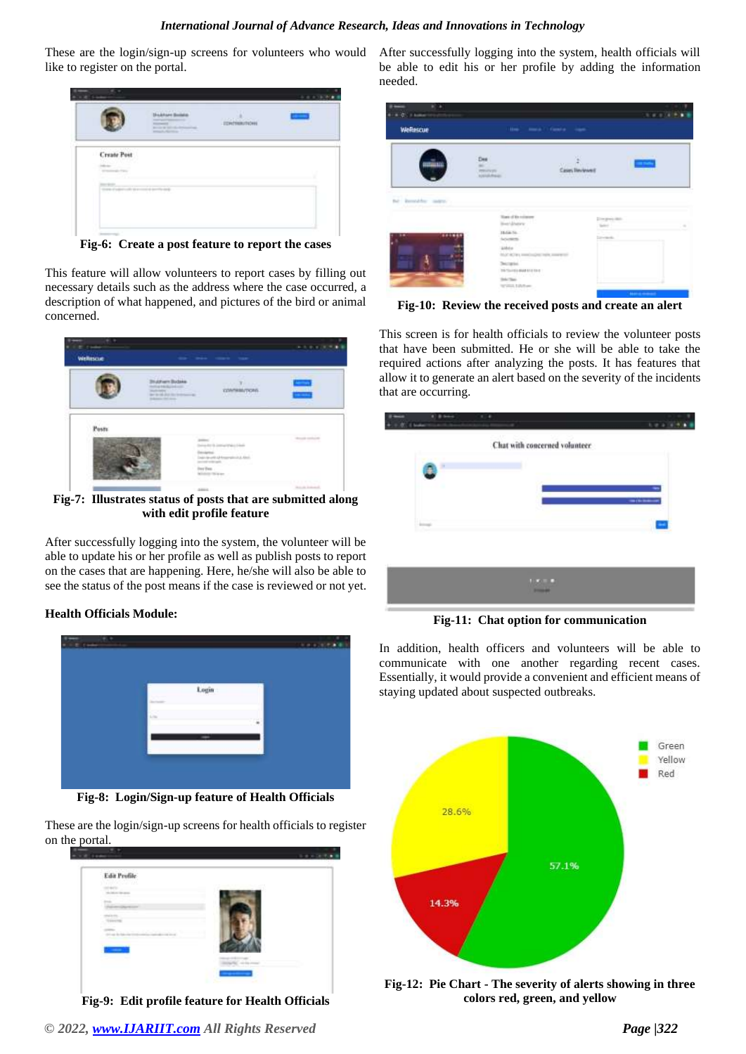These are the login/sign-up screens for volunteers who would like to register on the portal.

**Fig-6: Create a post feature to report the cases**

This feature will allow volunteers to report cases by filling out necessary details such as the address where the case occurred, a description of what happened, and pictures of the bird or animal concerned.

**Fig-7: Illustrates status of posts that are submitted along with edit profile feature**

After successfully logging into the system, the volunteer will be able to update his or her profile as well as publish posts to report on the cases that are happening. Here, he/she will also be able to see the status of the post means if the case is reviewed or not yet.

**Health Officials Module:**

**Fig-8: Login/Sign-up feature of Health Officials**

These are the login/sign-up screens for health officials to register on the portal.

**Fig-9: Edit profile feature for Health Officials**

After successfully logging into the system, health officials will be able to edit his or her profile by adding the information needed.

**Fig-10: Review the received posts and create an alert**

This screen is for health officials to review the volunteer posts that have been submitted. He or she will be able to take the required actions after analyzing the posts. It has features that allow it to generate an alert based on the severity of the incidents that are occurring.

**Fig-11: Chat option for communication**

In addition, health officers and volunteers will be able to communicate with one another regarding recent cases. Essentially, it would provide a convenient and efficient means of staying updated about suspected outbreaks.

**Fig-12: Pie Chart - The severity of alerts showing in three colors red, green, and yellow**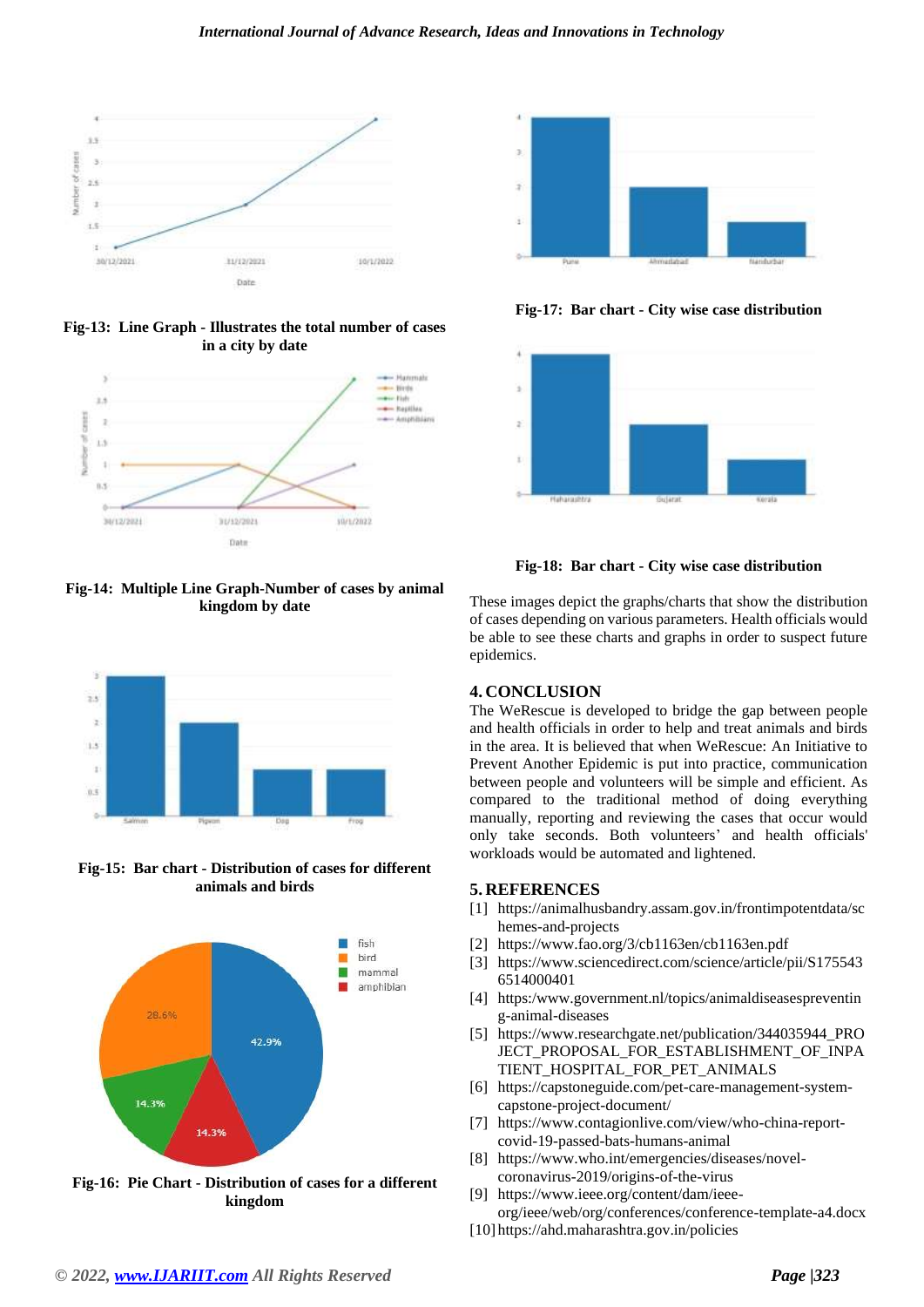Number of cases

4
3.5
3
2.5
2
1.5
1

30/12/2021
31/12/2021
10/1/2022

Date

**Fig-13: Line Graph - Illustrates the total number of cases in a city by date**

Number of cases

3
2.5
2
1.5
1
0.5
0

30/12/2021
31/12/2021
10/1/2022

Date

Mammals
Birds
Fish
Reptiles
Amphibians

**Fig-14: Multiple Line Graph-Number of cases by animal kingdom by date**

3
2.5
2
1.5
1
0.5
0

Salmon
Pigeon
Dog
Frog

**Fig-15: Bar chart - Distribution of cases for different animals and birds**

fish
bird
mammal
amphibian

42.9%
28.6%
14.3%
14.3%

**Fig-16: Pie Chart - Distribution of cases for a different kingdom**

4
3
2
1
0

Pune
Ahmedabad
Nandurbar

**Fig-17: Bar chart - City wise case distribution**

4
3
2
1
0

Maharashtra
Gujarat
Kerala

**Fig-18: Bar chart - City wise case distribution**

These images depict the graphs/charts that show the distribution of cases depending on various parameters. Health officials would be able to see these charts and graphs in order to suspect future epidemics.

## 4. CONCLUSION

The WeRescue is developed to bridge the gap between people and health officials in order to help and treat animals and birds in the area. It is believed that when WeRescue: An Initiative to Prevent Another Epidemic is put into practice, communication between people and volunteers will be simple and efficient. As compared to the traditional method of doing everything manually, reporting and reviewing the cases that occur would only take seconds. Both volunteers' and health officials' workloads would be automated and lightened.

## 5. REFERENCES

[1] https://animalhusbandry.assam.gov.in/frontimpotentdata/schemes-and-projects
[2] https://www.fao.org/3/cb1163en/cb1163en.pdf
[3] https://www.sciencedirect.com/science/article/pii/S1755436514000401
[4] https:/www.government.nl/topics/animaldiseasespreventing-animal-diseases
[5] https://www.researchgate.net/publication/344035944_PROJECT_PROPOSAL_FOR_ESTABLISHMENT_OF_INPATIENT_HOSPITAL_FOR_PET_ANIMALS
[6] https://capstoneguide.com/pet-care-management-system-capstone-project-document/
[7] https://www.contagionlive.com/view/who-china-report-covid-19-passed-bats-humans-animal
[8] https://www.who.int/emergencies/diseases/novel-coronavirus-2019/origins-of-the-virus
[9] https://www.ieee.org/content/dam/ieee-org/ieee/web/org/conferences/conference-template-a4.docx
[10] https://ahd.maharashtra.gov.in/policies